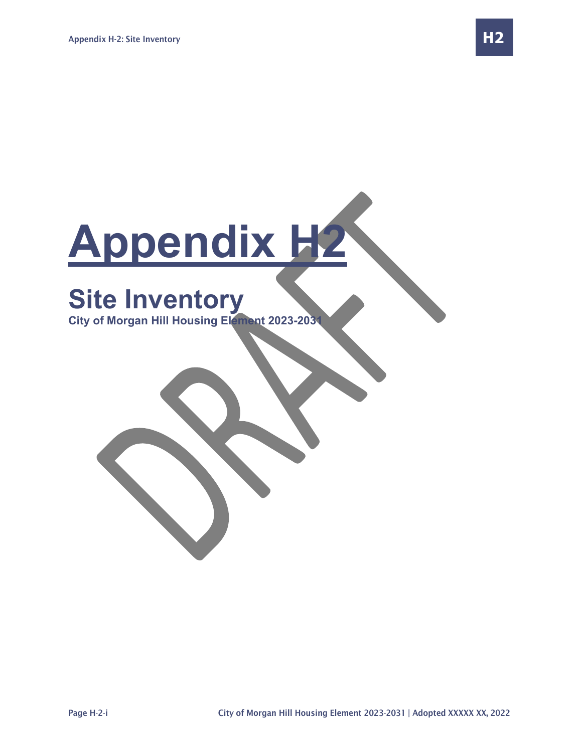# Appendix H2

## Site Inventory

**City of Morgan Hill Housing Element 2023-2031**

DRAFT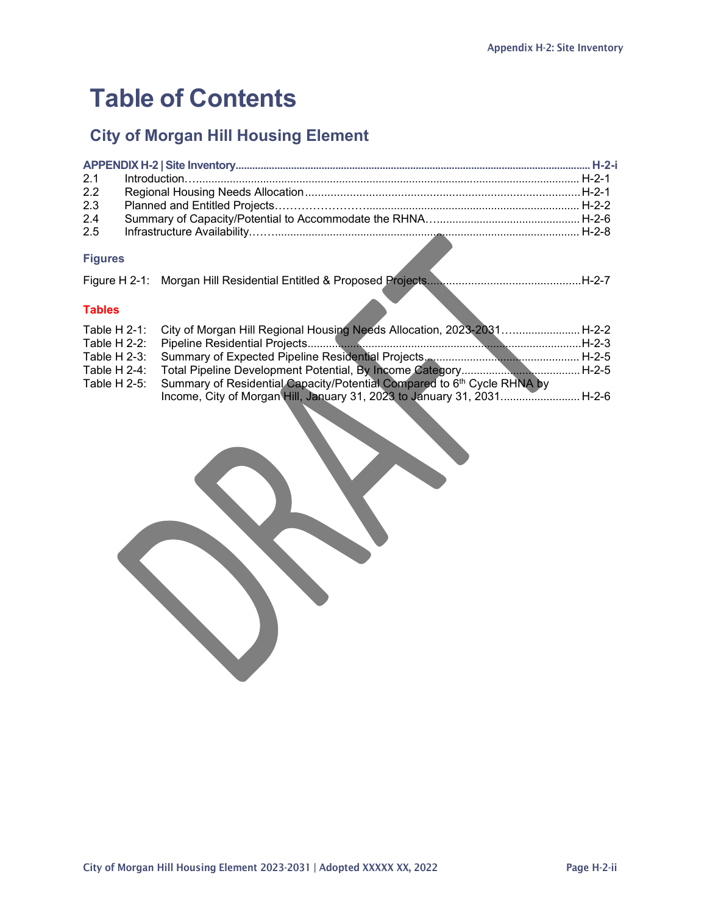# Table of Contents

## City of Morgan Hill Housing Element

**APPENDIX H-2 | Site Inventory** ............................................................ H-2-i

| | | |
|---|---|---|
| 2.1 | Introduction ............................................................ | H-2-1 |
| 2.2 | Regional Housing Needs Allocation ............................................................ | H-2-1 |
| 2.3 | Planned and Entitled Projects ............................................................ | H-2-2 |
| 2.4 | Summary of Capacity/Potential to Accommodate the RHNA ............................................................ | H-2-6 |
| 2.5 | Infrastructure Availability ............................................................ | H-2-8 |

### Figures

| | | |
|---|---|---|
| Figure H 2-1: | Morgan Hill Residential Entitled & Proposed Projects ............................................................ | H-2-7 |

### Tables

| | | |
|---|---|---|
| Table H 2-1: | City of Morgan Hill Regional Housing Needs Allocation, 2023-2031 ............................................................ | H-2-2 |
| Table H 2-2: | Pipeline Residential Projects ............................................................ | H-2-3 |
| Table H 2-3: | Summary of Expected Pipeline Residential Projects ............................................................ | H-2-5 |
| Table H 2-4: | Total Pipeline Development Potential, By Income Category ............................................................ | H-2-5 |
| Table H 2-5: | Summary of Residential Capacity/Potential Compared to 6th Cycle RHNA by Income, City of Morgan Hill, January 31, 2023 to January 31, 2031 ............................................................ | H-2-6 |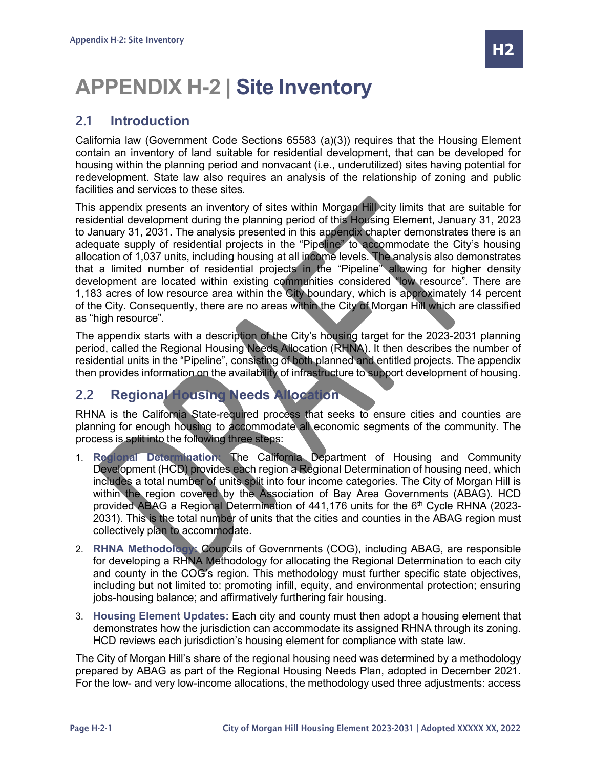# APPENDIX H-2 | Site Inventory

## 2.1 Introduction

California law (Government Code Sections 65583 (a)(3)) requires that the Housing Element contain an inventory of land suitable for residential development, that can be developed for housing within the planning period and nonvacant (i.e., underutilized) sites having potential for redevelopment. State law also requires an analysis of the relationship of zoning and public facilities and services to these sites.

This appendix presents an inventory of sites within Morgan Hill city limits that are suitable for residential development during the planning period of this Housing Element, January 31, 2023 to January 31, 2031. The analysis presented in this appendix chapter demonstrates there is an adequate supply of residential projects in the "Pipeline" to accommodate the City's housing allocation of 1,037 units, including housing at all income levels. The analysis also demonstrates that a limited number of residential projects in the "Pipeline" allowing for higher density development are located within existing communities considered "low resource". There are 1,183 acres of low resource area within the City boundary, which is approximately 14 percent of the City. Consequently, there are no areas within the City of Morgan Hill which are classified as "high resource".

The appendix starts with a description of the City's housing target for the 2023-2031 planning period, called the Regional Housing Needs Allocation (RHNA). It then describes the number of residential units in the "Pipeline", consisting of both planned and entitled projects. The appendix then provides information on the availability of infrastructure to support development of housing.

## 2.2 Regional Housing Needs Allocation

RHNA is the California State-required process that seeks to ensure cities and counties are planning for enough housing to accommodate all economic segments of the community. The process is split into the following three steps:

1. **Regional Determination:** The California Department of Housing and Community Development (HCD) provides each region a Regional Determination of housing need, which includes a total number of units split into four income categories. The City of Morgan Hill is within the region covered by the Association of Bay Area Governments (ABAG). HCD provided ABAG a Regional Determination of 441,176 units for the 6th Cycle RHNA (2023-2031). This is the total number of units that the cities and counties in the ABAG region must collectively plan to accommodate.
2. **RHNA Methodology:** Councils of Governments (COG), including ABAG, are responsible for developing a RHNA Methodology for allocating the Regional Determination to each city and county in the COG's region. This methodology must further specific state objectives, including but not limited to: promoting infill, equity, and environmental protection; ensuring jobs-housing balance; and affirmatively furthering fair housing.
3. **Housing Element Updates:** Each city and county must then adopt a housing element that demonstrates how the jurisdiction can accommodate its assigned RHNA through its zoning. HCD reviews each jurisdiction's housing element for compliance with state law.

The City of Morgan Hill's share of the regional housing need was determined by a methodology prepared by ABAG as part of the Regional Housing Needs Plan, adopted in December 2021. For the low- and very low-income allocations, the methodology used three adjustments: access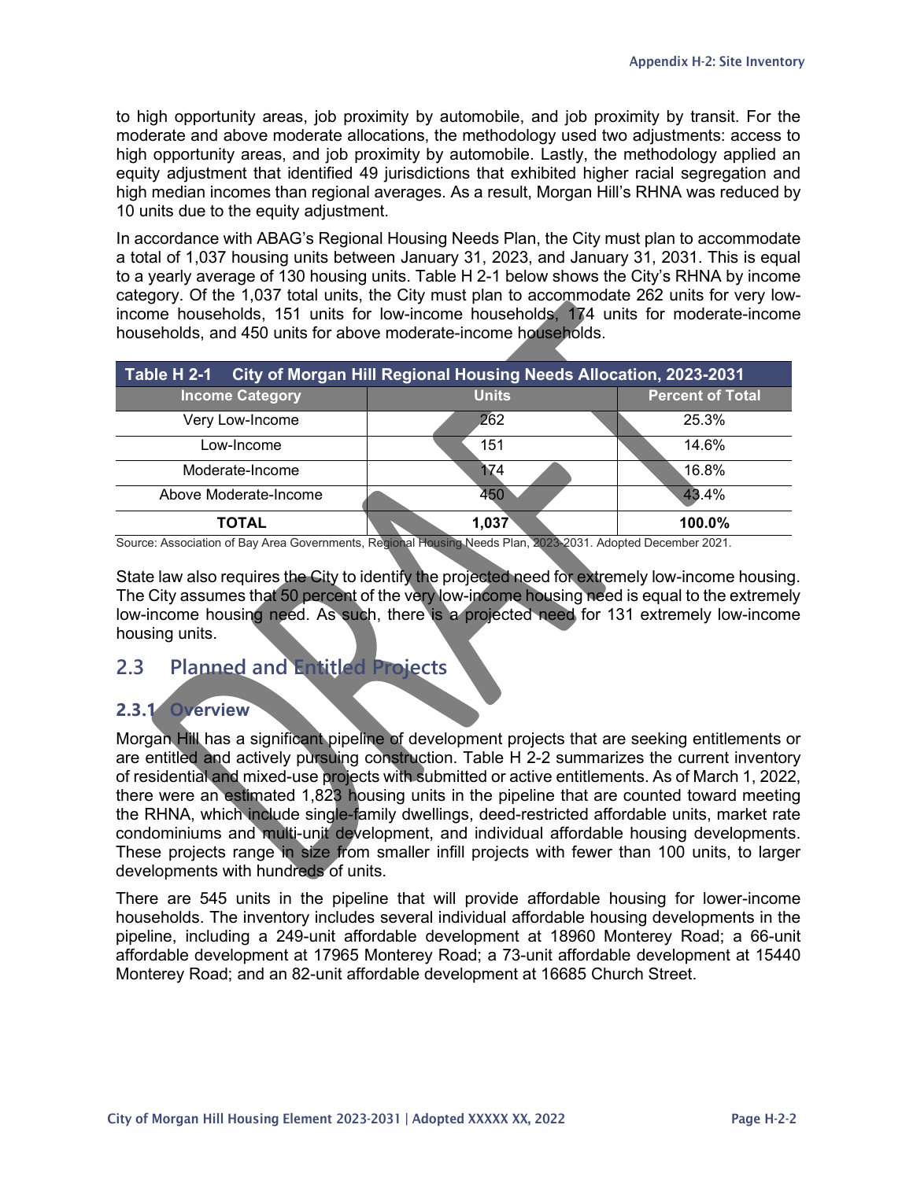to high opportunity areas, job proximity by automobile, and job proximity by transit. For the moderate and above moderate allocations, the methodology used two adjustments: access to high opportunity areas, and job proximity by automobile. Lastly, the methodology applied an equity adjustment that identified 49 jurisdictions that exhibited higher racial segregation and high median incomes than regional averages. As a result, Morgan Hill's RHNA was reduced by 10 units due to the equity adjustment.

In accordance with ABAG's Regional Housing Needs Plan, the City must plan to accommodate a total of 1,037 housing units between January 31, 2023, and January 31, 2031. This is equal to a yearly average of 130 housing units. Table H 2-1 below shows the City's RHNA by income category. Of the 1,037 total units, the City must plan to accommodate 262 units for very low-income households, 151 units for low-income households, 174 units for moderate-income households, and 450 units for above moderate-income households.

**Table H 2-1 City of Morgan Hill Regional Housing Needs Allocation, 2023-2031**

| Income Category | Units | Percent of Total |
|---|---|---|
| Very Low-Income | 262 | 25.3% |
| Low-Income | 151 | 14.6% |
| Moderate-Income | 174 | 16.8% |
| Above Moderate-Income | 450 | 43.4% |
| **TOTAL** | **1,037** | **100.0%** |

Source: Association of Bay Area Governments, Regional Housing Needs Plan, 2023-2031. Adopted December 2021.

State law also requires the City to identify the projected need for extremely low-income housing. The City assumes that 50 percent of the very low-income housing need is equal to the extremely low-income housing need. As such, there is a projected need for 131 extremely low-income housing units.

## 2.3 Planned and Entitled Projects

### 2.3.1 Overview

Morgan Hill has a significant pipeline of development projects that are seeking entitlements or are entitled and actively pursuing construction. Table H 2-2 summarizes the current inventory of residential and mixed-use projects with submitted or active entitlements. As of March 1, 2022, there were an estimated 1,823 housing units in the pipeline that are counted toward meeting the RHNA, which include single-family dwellings, deed-restricted affordable units, market rate condominiums and multi-unit development, and individual affordable housing developments. These projects range in size from smaller infill projects with fewer than 100 units, to larger developments with hundreds of units.

There are 545 units in the pipeline that will provide affordable housing for lower-income households. The inventory includes several individual affordable housing developments in the pipeline, including a 249-unit affordable development at 18960 Monterey Road; a 66-unit affordable development at 17965 Monterey Road; a 73-unit affordable development at 15440 Monterey Road; and an 82-unit affordable development at 16685 Church Street.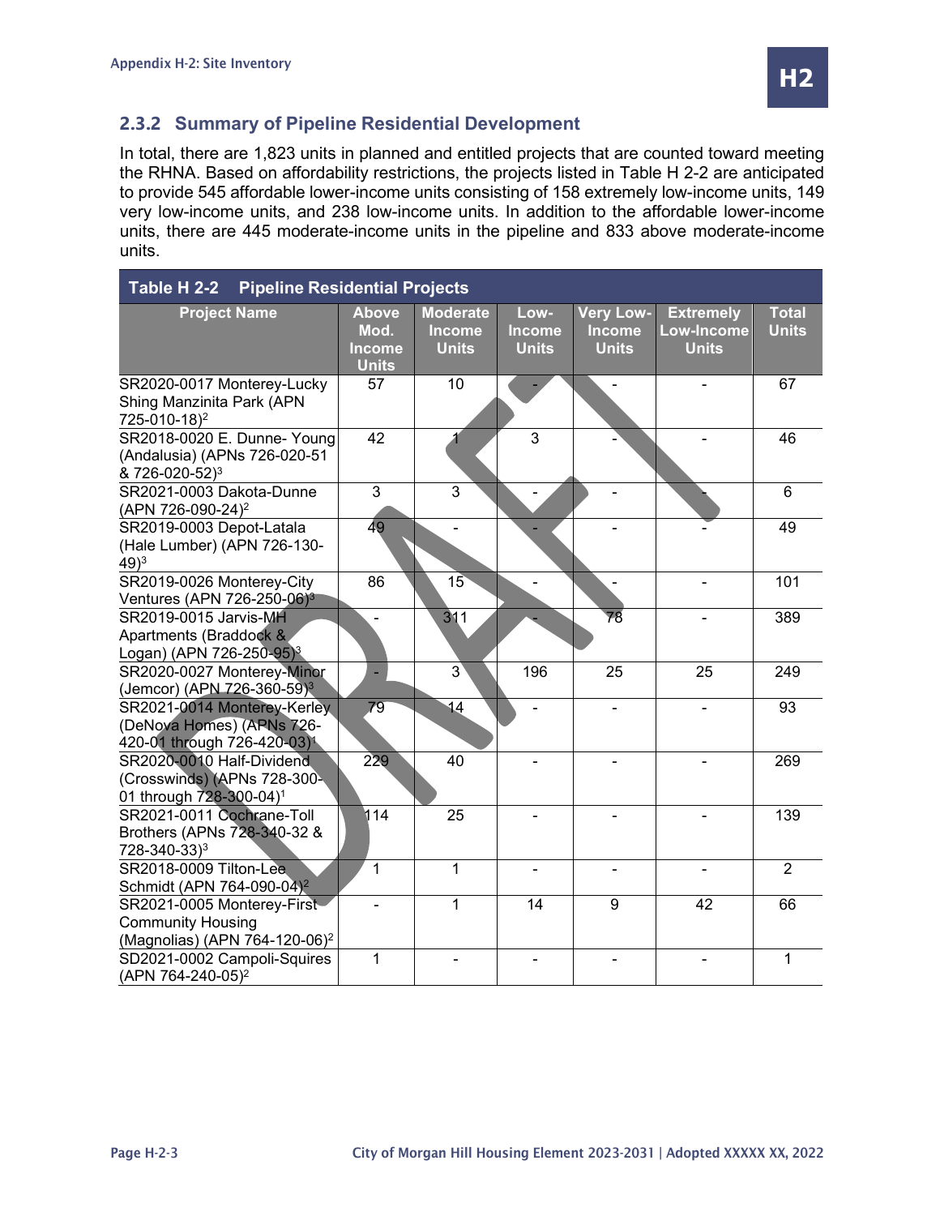## 2.3.2 Summary of Pipeline Residential Development

In total, there are 1,823 units in planned and entitled projects that are counted toward meeting the RHNA. Based on affordability restrictions, the projects listed in Table H 2-2 are anticipated to provide 545 affordable lower-income units consisting of 158 extremely low-income units, 149 very low-income units, and 238 low-income units. In addition to the affordable lower-income units, there are 445 moderate-income units in the pipeline and 833 above moderate-income units.

**Table H 2-2 Pipeline Residential Projects**

| Project Name | Above Mod. Income Units | Moderate Income Units | Low-Income Units | Very Low-Income Units | Extremely Low-Income Units | Total Units |
|---|---|---|---|---|---|---|
| SR2020-0017 Monterey-Lucky Shing Manzinita Park (APN 725-010-18)[2] | 57 | 10 | - | - | - | 67 |
| SR2018-0020 E. Dunne- Young (Andalusia) (APNs 726-020-51 & 726-020-52)[3] | 42 | 1 | 3 | - | - | 46 |
| SR2021-0003 Dakota-Dunne (APN 726-090-24)[2] | 3 | 3 | - | - | - | 6 |
| SR2019-0003 Depot-Latala (Hale Lumber) (APN 726-130-49)[3] | 49 | - | - | - | - | 49 |
| SR2019-0026 Monterey-City Ventures (APN 726-250-06)[3] | 86 | 15 | - | - | - | 101 |
| SR2019-0015 Jarvis-MH Apartments (Braddock & Logan) (APN 726-250-95)[3] | - | 311 | - | 78 | - | 389 |
| SR2020-0027 Monterey-Minor (Jemcor) (APN 726-360-59)[3] | - | 3 | 196 | 25 | 25 | 249 |
| SR2021-0014 Monterey-Kerley (DeNova Homes) (APNs 726-420-01 through 726-420-03)[1] | 79 | 14 | - | - | - | 93 |
| SR2020-0010 Half-Dividend (Crosswinds) (APNs 728-300-01 through 728-300-04)[1] | 229 | 40 | - | - | - | 269 |
| SR2021-0011 Cochrane-Toll Brothers (APNs 728-340-32 & 728-340-33)[3] | 114 | 25 | - | - | - | 139 |
| SR2018-0009 Tilton-Lee Schmidt (APN 764-090-04)[2] | 1 | 1 | - | - | - | 2 |
| SR2021-0005 Monterey-First Community Housing (Magnolias) (APN 764-120-06)[2] | - | 1 | 14 | 9 | 42 | 66 |
| SD2021-0002 Campoli-Squires (APN 764-240-05)[2] | 1 | - | - | - | - | 1 |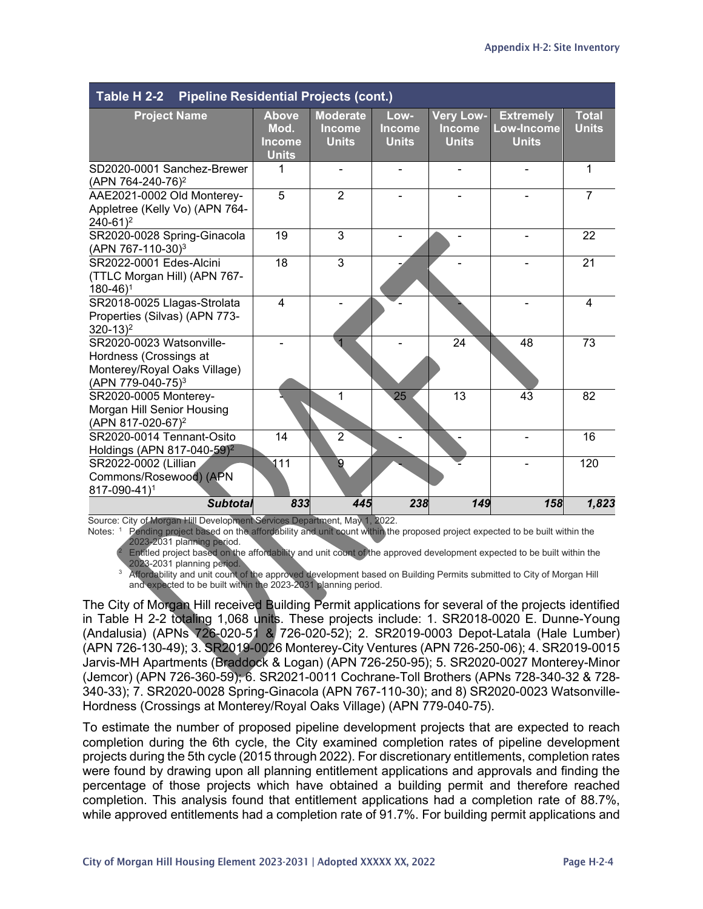**Table H 2-2 Pipeline Residential Projects (cont.)**

| Project Name | Above Mod. Income Units | Moderate Income Units | Low-Income Units | Very Low-Income Units | Extremely Low-Income Units | Total Units |
|---|---|---|---|---|---|---|
| SD2020-0001 Sanchez-Brewer (APN 764-240-76)[2] | 1 | - | - | - | - | 1 |
| AAE2021-0002 Old Monterey-Appletree (Kelly Vo) (APN 764-240-61)[2] | 5 | 2 | - | - | - | 7 |
| SR2020-0028 Spring-Ginacola (APN 767-110-30)[3] | 19 | 3 | - | - | - | 22 |
| SR2022-0001 Edes-Alcini (TTLC Morgan Hill) (APN 767-180-46)[1] | 18 | 3 | - | - | - | 21 |
| SR2018-0025 Llagas-Strolata Properties (Silvas) (APN 773-320-13)[2] | 4 | - | - | - | - | 4 |
| SR2020-0023 Watsonville-Hordness (Crossings at Monterey/Royal Oaks Village) (APN 779-040-75)[3] | - | 1 | - | 24 | 48 | 73 |
| SR2020-0005 Monterey-Morgan Hill Senior Housing (APN 817-020-67)[2] | - | 1 | 25 | 13 | 43 | 82 |
| SR2020-0014 Tennant-Osito Holdings (APN 817-040-59)[2] | 14 | 2 | - | - | - | 16 |
| SR2022-0002 (Lillian Commons/Rosewood) (APN 817-090-41)[1] | 111 | 9 | - | - | - | 120 |
| ***Subtotal*** | ***833*** | ***445*** | ***238*** | ***149*** | ***158*** | ***1,823*** |

Source: City of Morgan Hill Development Services Department, May 1, 2022.

Notes: [1] Pending project based on the affordability and unit count within the proposed project expected to be built within the 2023-2031 planning period.

[2] Entitled project based on the affordability and unit count of the approved development expected to be built within the 2023-2031 planning period.

[3] Affordability and unit count of the approved development based on Building Permits submitted to City of Morgan Hill and expected to be built within the 2023-2031 planning period.

The City of Morgan Hill received Building Permit applications for several of the projects identified in Table H 2-2 totaling 1,068 units. These projects include: 1. SR2018-0020 E. Dunne-Young (Andalusia) (APNs 726-020-51 & 726-020-52); 2. SR2019-0003 Depot-Latala (Hale Lumber) (APN 726-130-49); 3. SR2019-0026 Monterey-City Ventures (APN 726-250-06); 4. SR2019-0015 Jarvis-MH Apartments (Braddock & Logan) (APN 726-250-95); 5. SR2020-0027 Monterey-Minor (Jemcor) (APN 726-360-59); 6. SR2021-0011 Cochrane-Toll Brothers (APNs 728-340-32 & 728-340-33); 7. SR2020-0028 Spring-Ginacola (APN 767-110-30); and 8) SR2020-0023 Watsonville-Hordness (Crossings at Monterey/Royal Oaks Village) (APN 779-040-75).

To estimate the number of proposed pipeline development projects that are expected to reach completion during the 6th cycle, the City examined completion rates of pipeline development projects during the 5th cycle (2015 through 2022). For discretionary entitlements, completion rates were found by drawing upon all planning entitlement applications and approvals and finding the percentage of those projects which have obtained a building permit and therefore reached completion. This analysis found that entitlement applications had a completion rate of 88.7%, while approved entitlements had a completion rate of 91.7%. For building permit applications and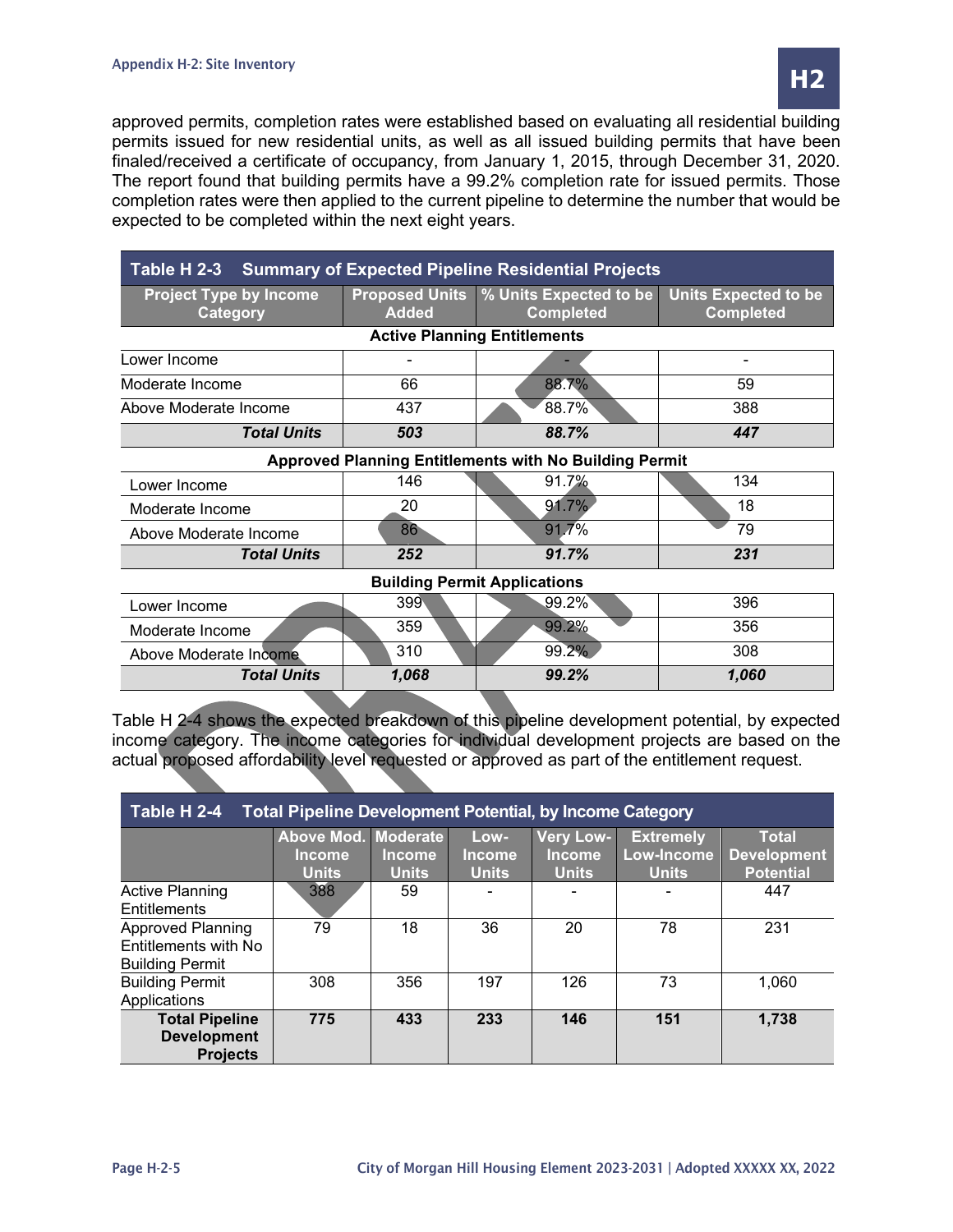approved permits, completion rates were established based on evaluating all residential building permits issued for new residential units, as well as all issued building permits that have been finaled/received a certificate of occupancy, from January 1, 2015, through December 31, 2020. The report found that building permits have a 99.2% completion rate for issued permits. Those completion rates were then applied to the current pipeline to determine the number that would be expected to be completed within the next eight years.

**Table H 2-3 Summary of Expected Pipeline Residential Projects**

| Project Type by Income Category | Proposed Units Added | % Units Expected to be Completed | Units Expected to be Completed |
|---|---|---|---|
| **Active Planning Entitlements** | | | |
| Lower Income | - | - | - |
| Moderate Income | 66 | 88.7% | 59 |
| Above Moderate Income | 437 | 88.7% | 388 |
| ***Total Units*** | ***503*** | ***88.7%*** | ***447*** |
| **Approved Planning Entitlements with No Building Permit** | | | |
| Lower Income | 146 | 91.7% | 134 |
| Moderate Income | 20 | 91.7% | 18 |
| Above Moderate Income | 86 | 91.7% | 79 |
| ***Total Units*** | ***252*** | ***91.7%*** | ***231*** |
| **Building Permit Applications** | | | |
| Lower Income | 399 | 99.2% | 396 |
| Moderate Income | 359 | 99.2% | 356 |
| Above Moderate Income | 310 | 99.2% | 308 |
| ***Total Units*** | ***1,068*** | ***99.2%*** | ***1,060*** |

Table H 2-4 shows the expected breakdown of this pipeline development potential, by expected income category. The income categories for individual development projects are based on the actual proposed affordability level requested or approved as part of the entitlement request.

**Table H 2-4 Total Pipeline Development Potential, by Income Category**

| | Above Mod. Income Units | Moderate Income Units | Low-Income Units | Very Low-Income Units | Extremely Low-Income Units | Total Development Potential |
|---|---|---|---|---|---|---|
| Active Planning Entitlements | 388 | 59 | - | - | - | 447 |
| Approved Planning Entitlements with No Building Permit | 79 | 18 | 36 | 20 | 78 | 231 |
| Building Permit Applications | 308 | 356 | 197 | 126 | 73 | 1,060 |
| **Total Pipeline Development Projects** | **775** | **433** | **233** | **146** | **151** | **1,738** |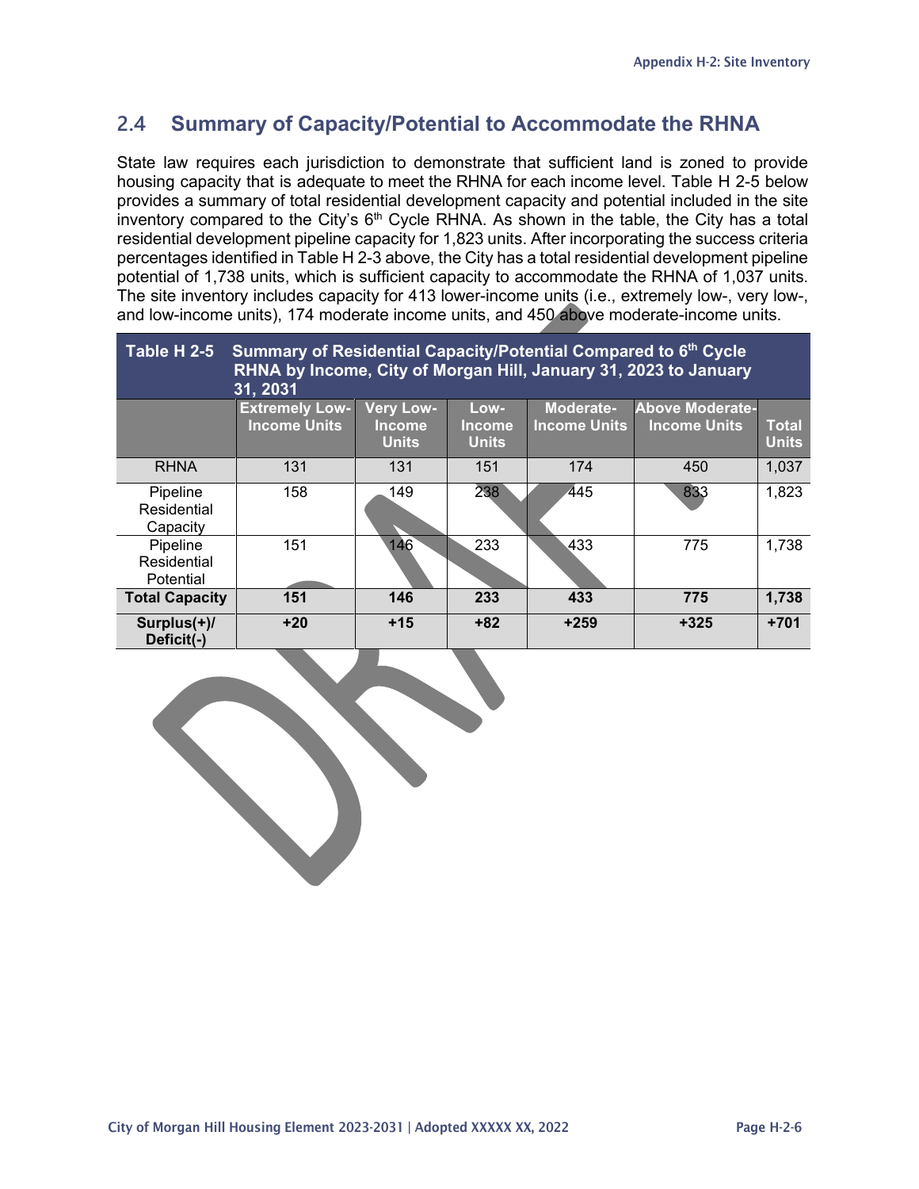## 2.4 Summary of Capacity/Potential to Accommodate the RHNA

State law requires each jurisdiction to demonstrate that sufficient land is zoned to provide housing capacity that is adequate to meet the RHNA for each income level. Table H 2-5 below provides a summary of total residential development capacity and potential included in the site inventory compared to the City's 6th Cycle RHNA. As shown in the table, the City has a total residential development pipeline capacity for 1,823 units. After incorporating the success criteria percentages identified in Table H 2-3 above, the City has a total residential development pipeline potential of 1,738 units, which is sufficient capacity to accommodate the RHNA of 1,037 units. The site inventory includes capacity for 413 lower-income units (i.e., extremely low-, very low-, and low-income units), 174 moderate income units, and 450 above moderate-income units.

**Table H 2-5 Summary of Residential Capacity/Potential Compared to 6th Cycle RHNA by Income, City of Morgan Hill, January 31, 2023 to January 31, 2031**

| | Extremely Low-Income Units | Very Low-Income Units | Low-Income Units | Moderate-Income Units | Above Moderate-Income Units | Total Units |
|---|---|---|---|---|---|---|
| RHNA | 131 | 131 | 151 | 174 | 450 | 1,037 |
| Pipeline Residential Capacity | 158 | 149 | 238 | 445 | 833 | 1,823 |
| Pipeline Residential Potential | 151 | 146 | 233 | 433 | 775 | 1,738 |
| **Total Capacity** | **151** | **146** | **233** | **433** | **775** | **1,738** |
| **Surplus(+)/ Deficit(-)** | **+20** | **+15** | **+82** | **+259** | **+325** | **+701** |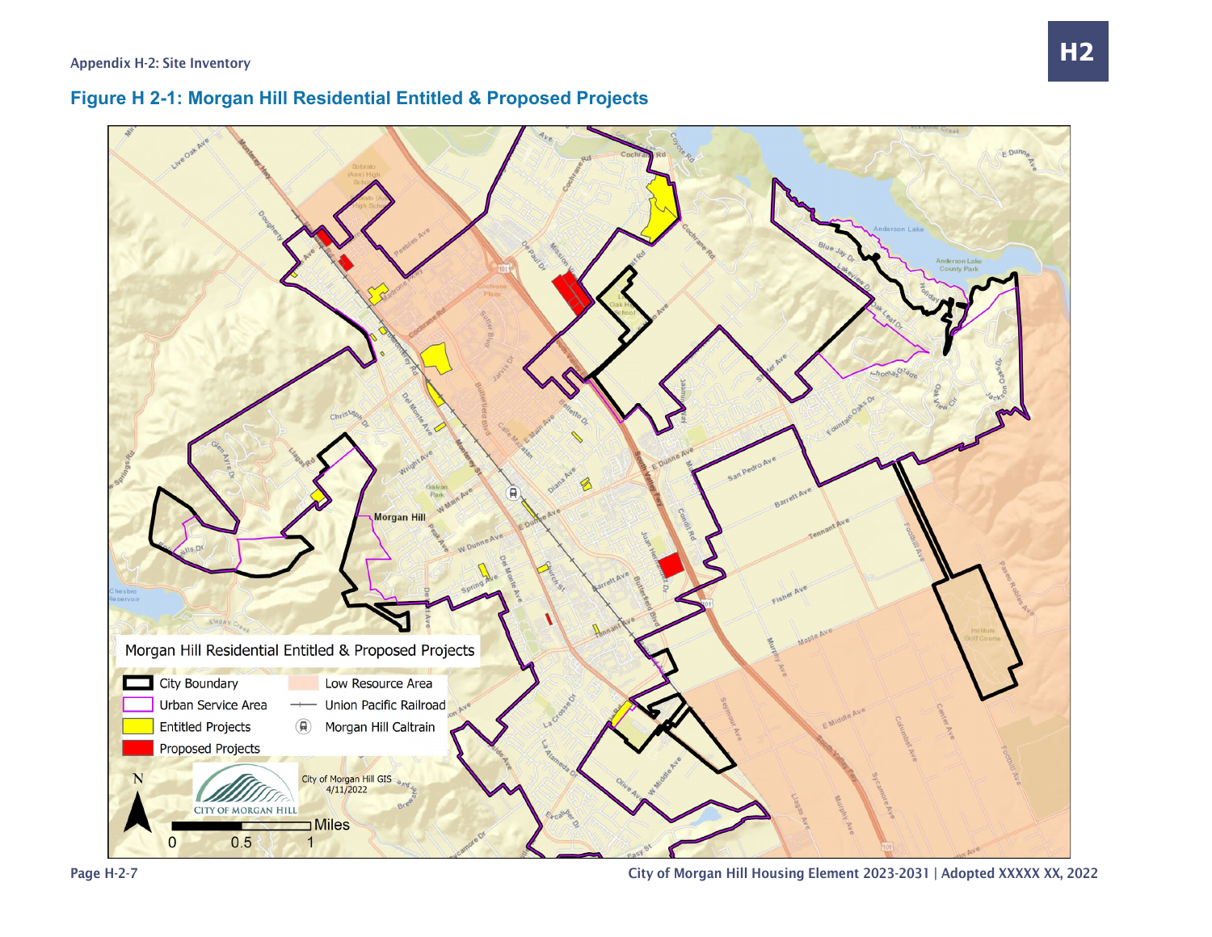## Figure H 2-1: Morgan Hill Residential Entitled & Proposed Projects

Morgan Hill Residential Entitled & Proposed Projects

City Boundary

Urban Service Area

Entitled Projects

Proposed Projects

Low Resource Area

Union Pacific Railroad

Morgan Hill Caltrain

CITY OF MORGAN HILL

City of Morgan Hill GIS
4/11/2022

Miles
0 0.5 1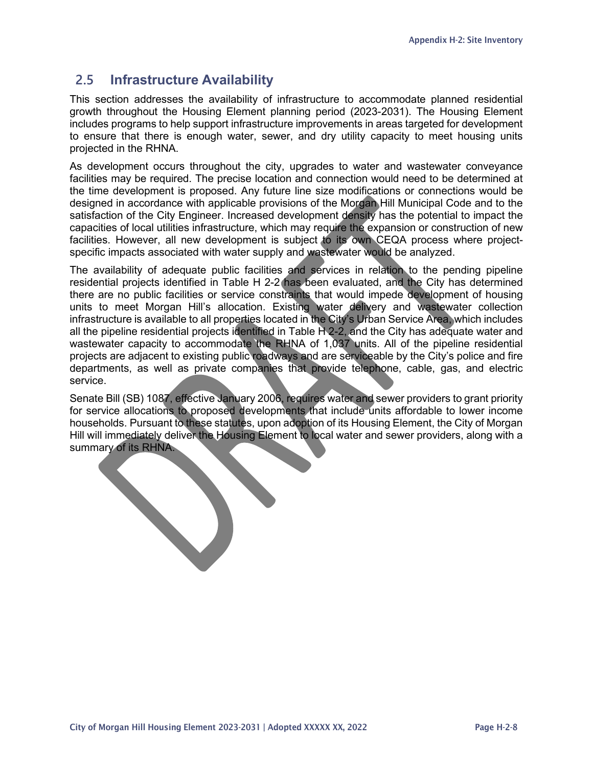## 2.5 Infrastructure Availability

This section addresses the availability of infrastructure to accommodate planned residential growth throughout the Housing Element planning period (2023-2031). The Housing Element includes programs to help support infrastructure improvements in areas targeted for development to ensure that there is enough water, sewer, and dry utility capacity to meet housing units projected in the RHNA.

As development occurs throughout the city, upgrades to water and wastewater conveyance facilities may be required. The precise location and connection would need to be determined at the time development is proposed. Any future line size modifications or connections would be designed in accordance with applicable provisions of the Morgan Hill Municipal Code and to the satisfaction of the City Engineer. Increased development density has the potential to impact the capacities of local utilities infrastructure, which may require the expansion or construction of new facilities. However, all new development is subject to its own CEQA process where project-specific impacts associated with water supply and wastewater would be analyzed.

The availability of adequate public facilities and services in relation to the pending pipeline residential projects identified in Table H 2-2 has been evaluated, and the City has determined there are no public facilities or service constraints that would impede development of housing units to meet Morgan Hill's allocation. Existing water delivery and wastewater collection infrastructure is available to all properties located in the City's Urban Service Area, which includes all the pipeline residential projects identified in Table H 2-2, and the City has adequate water and wastewater capacity to accommodate the RHNA of 1,037 units. All of the pipeline residential projects are adjacent to existing public roadways and are serviceable by the City's police and fire departments, as well as private companies that provide telephone, cable, gas, and electric service.

Senate Bill (SB) 1087, effective January 2006, requires water and sewer providers to grant priority for service allocations to proposed developments that include units affordable to lower income households. Pursuant to these statutes, upon adoption of its Housing Element, the City of Morgan Hill will immediately deliver the Housing Element to local water and sewer providers, along with a summary of its RHNA.